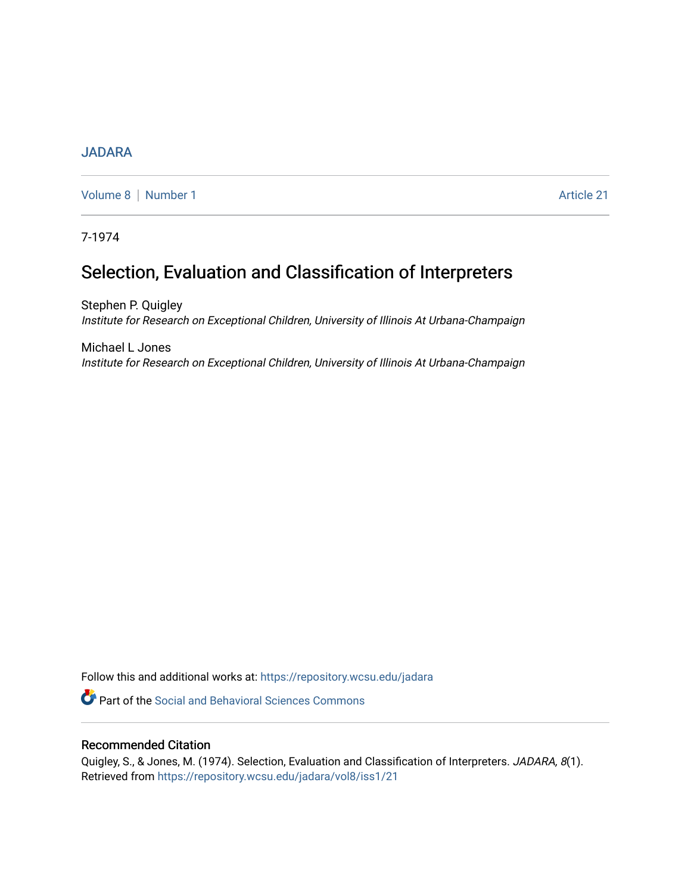JADARA

Volume 8 | Number 1 Article 21

7-1974

# Selection, Evaluation and Classification of Interpreters

Stephen P. Quigley
*Institute for Research on Exceptional Children, University of Illinois At Urbana-Champaign*

Michael L Jones
*Institute for Research on Exceptional Children, University of Illinois At Urbana-Champaign*

Follow this and additional works at: https://repository.wcsu.edu/jadara

Part of the Social and Behavioral Sciences Commons

## Recommended Citation

Quigley, S., & Jones, M. (1974). Selection, Evaluation and Classification of Interpreters. *JADARA, 8*(1). Retrieved from https://repository.wcsu.edu/jadara/vol8/iss1/21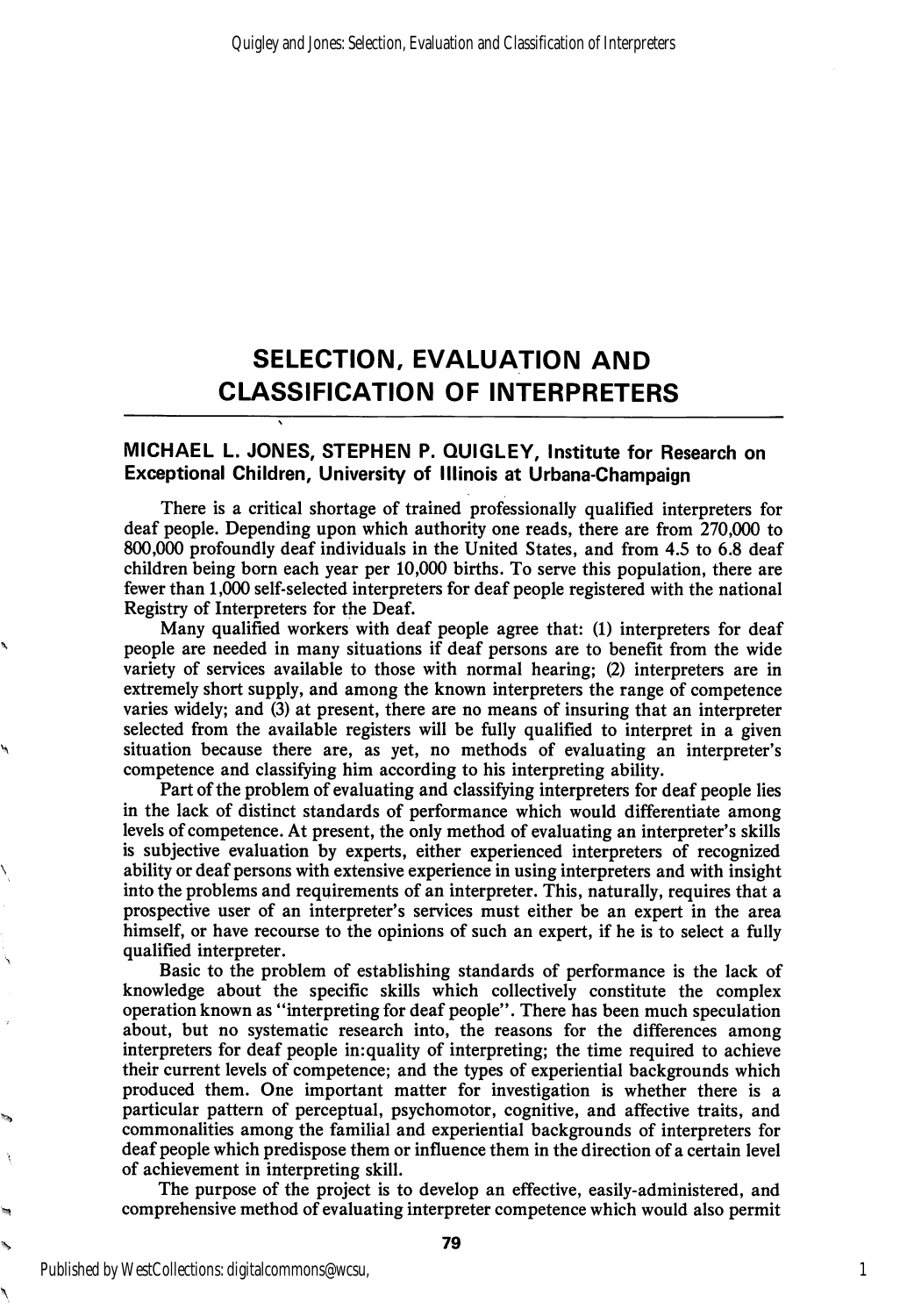# SELECTION, EVALUATION AND CLASSIFICATION OF INTERPRETERS

**MICHAEL L. JONES, STEPHEN P. QUIGLEY, Institute for Research on Exceptional Children, University of Illinois at Urbana-Champaign**

There is a critical shortage of trained professionally qualified interpreters for deaf people. Depending upon which authority one reads, there are from 270,000 to 800,000 profoundly deaf individuals in the United States, and from 4.5 to 6.8 deaf children being born each year per 10,000 births. To serve this population, there are fewer than 1,000 self-selected interpreters for deaf people registered with the national Registry of Interpreters for the Deaf.

Many qualified workers with deaf people agree that: (1) interpreters for deaf people are needed in many situations if deaf persons are to benefit from the wide variety of services available to those with normal hearing; (2) interpreters are in extremely short supply, and among the known interpreters the range of competence varies widely; and (3) at present, there are no means of insuring that an interpreter selected from the available registers will be fully qualified to interpret in a given situation because there are, as yet, no methods of evaluating an interpreter's competence and classifying him according to his interpreting ability.

Part of the problem of evaluating and classifying interpreters for deaf people lies in the lack of distinct standards of performance which would differentiate among levels of competence. At present, the only method of evaluating an interpreter's skills is subjective evaluation by experts, either experienced interpreters of recognized ability or deaf persons with extensive experience in using interpreters and with insight into the problems and requirements of an interpreter. This, naturally, requires that a prospective user of an interpreter's services must either be an expert in the area himself, or have recourse to the opinions of such an expert, if he is to select a fully qualified interpreter.

Basic to the problem of establishing standards of performance is the lack of knowledge about the specific skills which collectively constitute the complex operation known as "interpreting for deaf people". There has been much speculation about, but no systematic research into, the reasons for the differences among interpreters for deaf people in:quality of interpreting; the time required to achieve their current levels of competence; and the types of experiential backgrounds which produced them. One important matter for investigation is whether there is a particular pattern of perceptual, psychomotor, cognitive, and affective traits, and commonalities among the familial and experiential backgrounds of interpreters for deaf people which predispose them or influence them in the direction of a certain level of achievement in interpreting skill.

The purpose of the project is to develop an effective, easily-administered, and comprehensive method of evaluating interpreter competence which would also permit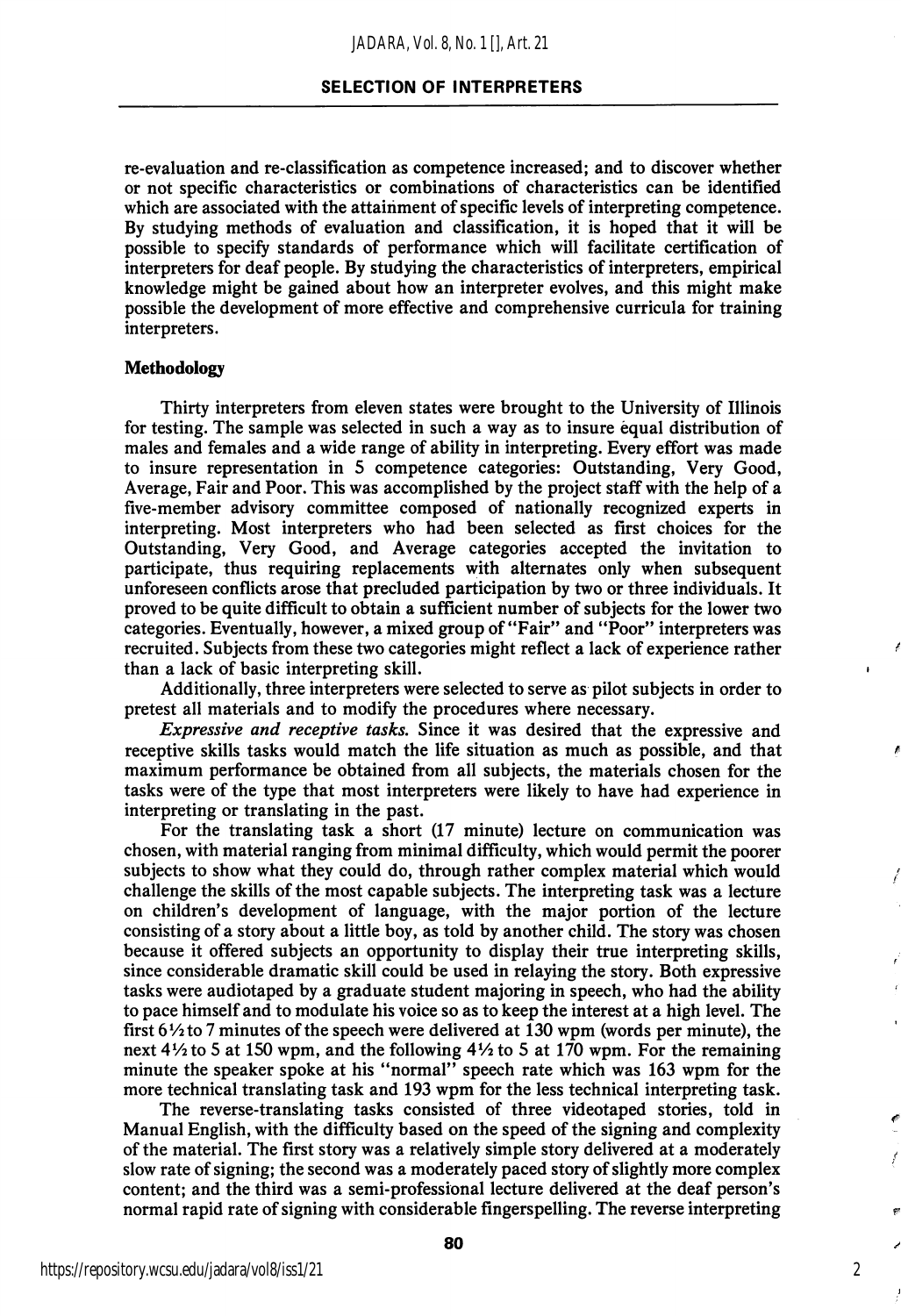re-evaluation and re-classification as competence increased; and to discover whether or not specific characteristics or combinations of characteristics can be identified which are associated with the attainment of specific levels of interpreting competence. By studying methods of evaluation and classification, it is hoped that it will be possible to specify standards of performance which will facilitate certification of interpreters for deaf people. By studying the characteristics of interpreters, empirical knowledge might be gained about how an interpreter evolves, and this might make possible the development of more effective and comprehensive curricula for training interpreters.

### Methodology

Thirty interpreters from eleven states were brought to the University of Illinois for testing. The sample was selected in such a way as to insure equal distribution of males and females and a wide range of ability in interpreting. Every effort was made to insure representation in 5 competence categories: Outstanding, Very Good, Average, Fair and Poor. This was accomplished by the project staff with the help of a five-member advisory committee composed of nationally recognized experts in interpreting. Most interpreters who had been selected as first choices for the Outstanding, Very Good, and Average categories accepted the invitation to participate, thus requiring replacements with alternates only when subsequent unforeseen conflicts arose that precluded participation by two or three individuals. It proved to be quite difficult to obtain a sufficient number of subjects for the lower two categories. Eventually, however, a mixed group of "Fair" and "Poor" interpreters was recruited. Subjects from these two categories might reflect a lack of experience rather than a lack of basic interpreting skill.

Additionally, three interpreters were selected to serve as pilot subjects in order to pretest all materials and to modify the procedures where necessary.

*Expressive and receptive tasks.* Since it was desired that the expressive and receptive skills tasks would match the life situation as much as possible, and that maximum performance be obtained from all subjects, the materials chosen for the tasks were of the type that most interpreters were likely to have had experience in interpreting or translating in the past.

For the translating task a short (17 minute) lecture on communication was chosen, with material ranging from minimal difficulty, which would permit the poorer subjects to show what they could do, through rather complex material which would challenge the skills of the most capable subjects. The interpreting task was a lecture on children's development of language, with the major portion of the lecture consisting of a story about a little boy, as told by another child. The story was chosen because it offered subjects an opportunity to display their true interpreting skills, since considerable dramatic skill could be used in relaying the story. Both expressive tasks were audiotaped by a graduate student majoring in speech, who had the ability to pace himself and to modulate his voice so as to keep the interest at a high level. The first 6½ to 7 minutes of the speech were delivered at 130 wpm (words per minute), the next 4½ to 5 at 150 wpm, and the following 4½ to 5 at 170 wpm. For the remaining minute the speaker spoke at his "normal" speech rate which was 163 wpm for the more technical translating task and 193 wpm for the less technical interpreting task.

The reverse-translating tasks consisted of three videotaped stories, told in Manual English, with the difficulty based on the speed of the signing and complexity of the material. The first story was a relatively simple story delivered at a moderately slow rate of signing; the second was a moderately paced story of slightly more complex content; and the third was a semi-professional lecture delivered at the deaf person's normal rapid rate of signing with considerable fingerspelling. The reverse interpreting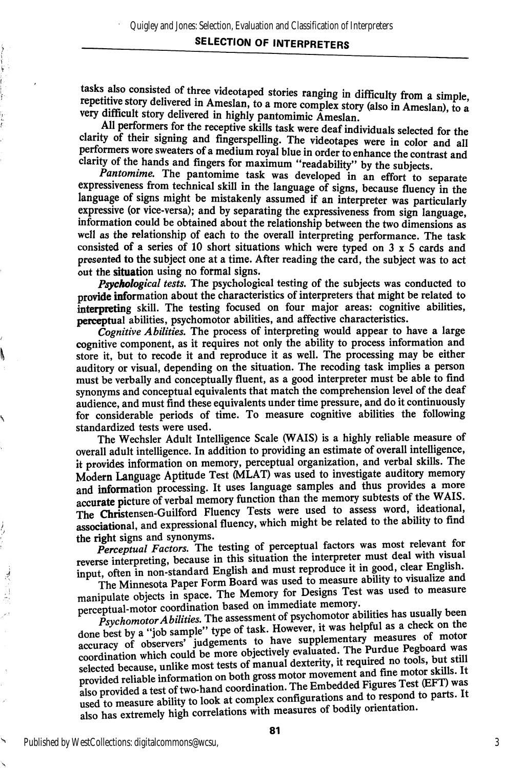tasks also consisted of three videotaped stories ranging in difficulty from a simple, repetitive story delivered in Ameslan, to a more complex story (also in Ameslan), to a very difficult story delivered in highly pantomimic Ameslan.

All performers for the receptive skills task were deaf individuals selected for the clarity of their signing and fingerspelling. The videotapes were in color and all performers wore sweaters of a medium royal blue in order to enhance the contrast and clarity of the hands and fingers for maximum "readability" by the subjects.

*Pantomime.* The pantomime task was developed in an effort to separate expressiveness from technical skill in the language of signs, because fluency in the language of signs might be mistakenly assumed if an interpreter was particularly expressive (or vice-versa); and by separating the expressiveness from sign language, information could be obtained about the relationship between the two dimensions as well as the relationship of each to the overall interpreting performance. The task consisted of a series of 10 short situations which were typed on 3 x 5 cards and presented to the subject one at a time. After reading the card, the subject was to act out the situation using no formal signs.

*Psychological tests.* The psychological testing of the subjects was conducted to provide information about the characteristics of interpreters that might be related to interpreting skill. The testing focused on four major areas: cognitive abilities, perceptual abilities, psychomotor abilities, and affective characteristics.

*Cognitive Abilities.* The process of interpreting would appear to have a large cognitive component, as it requires not only the ability to process information and store it, but to recode it and reproduce it as well. The processing may be either auditory or visual, depending on the situation. The recoding task implies a person must be verbally and conceptually fluent, as a good interpreter must be able to find synonyms and conceptual equivalents that match the comprehension level of the deaf audience, and must find these equivalents under time pressure, and do it continuously for considerable periods of time. To measure cognitive abilities the following standardized tests were used.

The Wechsler Adult Intelligence Scale (WAIS) is a highly reliable measure of overall adult intelligence. In addition to providing an estimate of overall intelligence, it provides information on memory, perceptual organization, and verbal skills. The Modern Language Aptitude Test (MLAT) was used to investigate auditory memory and information processing. It uses language samples and thus provides a more accurate picture of verbal memory function than the memory subtests of the WAIS. The Christensen-Guilford Fluency Tests were used to assess word, ideational, associational, and expressional fluency, which might be related to the ability to find the right signs and synonyms.

*Perceptual Factors.* The testing of perceptual factors was most relevant for reverse interpreting, because in this situation the interpreter must deal with visual input, often in non-standard English and must reproduce it in good, clear English.

The Minnesota Paper Form Board was used to measure ability to visualize and manipulate objects in space. The Memory for Designs Test was used to measure perceptual-motor coordination based on immediate memory.

*Psychomotor Abilities.* The assessment of psychomotor abilities has usually been done best by a "job sample" type of task. However, it was helpful as a check on the accuracy of observers' judgements to have supplementary measures of motor coordination which could be more objectively evaluated. The Purdue Pegboard was selected because, unlike most tests of manual dexterity, it required no tools, but still provided reliable information on both gross motor movement and fine motor skills. It also provided a test of two-hand coordination. The Embedded Figures Test (EFT) was used to measure ability to look at complex configurations and to respond to parts. It also has extremely high correlations with measures of bodily orientation.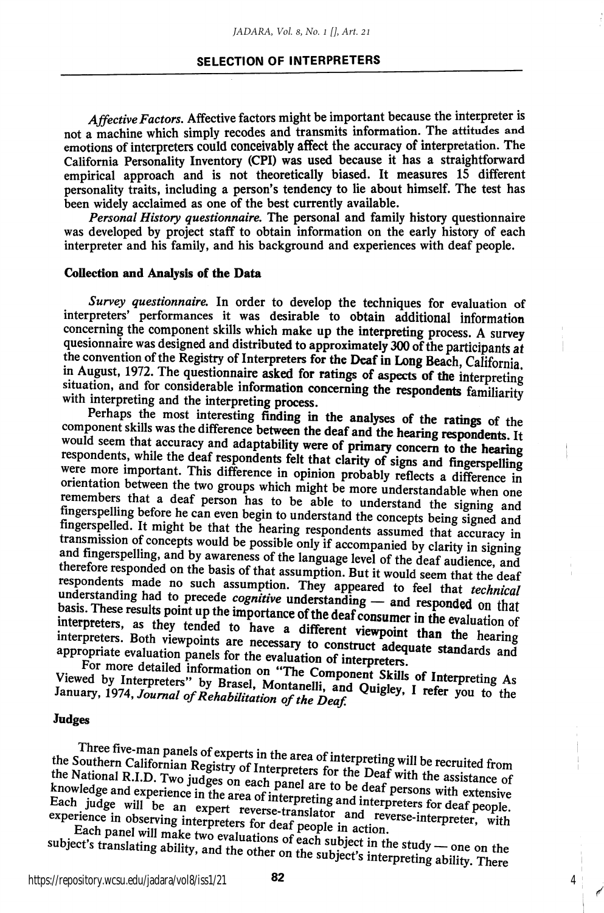*Affective Factors.* Affective factors might be important because the interpreter is not a machine which simply recodes and transmits information. The attitudes and emotions of interpreters could conceivably affect the accuracy of interpretation. The California Personality Inventory (CPI) was used because it has a straightforward empirical approach and is not theoretically biased. It measures 15 different personality traits, including a person's tendency to lie about himself. The test has been widely acclaimed as one of the best currently available.

*Personal History questionnaire.* The personal and family history questionnaire was developed by project staff to obtain information on the early history of each interpreter and his family, and his background and experiences with deaf people.

### Collection and Analysis of the Data

*Survey questionnaire.* In order to develop the techniques for evaluation of interpreters' performances it was desirable to obtain additional information concerning the component skills which make up the interpreting process. A survey quesionnaire was designed and distributed to approximately 300 of the participants at the convention of the Registry of Interpreters for the Deaf in Long Beach, California, in August, 1972. The questionnaire asked for ratings of aspects of the interpreting situation, and for considerable information concerning the respondents familiarity with interpreting and the interpreting process.

Perhaps the most interesting finding in the analyses of the ratings of the component skills was the difference between the deaf and the hearing respondents. It would seem that accuracy and adaptability were of primary concern to the hearing respondents, while the deaf respondents felt that clarity of signs and fingerspelling were more important. This difference in opinion probably reflects a difference in orientation between the two groups which might be more understandable when one remembers that a deaf person has to be able to understand the signing and fingerspelling before he can even begin to understand the concepts being signed and fingerspelled. It might be that the hearing respondents assumed that accuracy in transmission of concepts would be possible only if accompanied by clarity in signing and fingerspelling, and by awareness of the language level of the deaf audience, and therefore responded on the basis of that assumption. But it would seem that the deaf respondents made no such assumption. They appeared to feel that *technical* understanding had to precede *cognitive* understanding — and responded on that basis. These results point up the importance of the deaf consumer in the evaluation of interpreters, as they tended to have a different viewpoint than the hearing interpreters. Both viewpoints are necessary to construct adequate standards and appropriate evaluation panels for the evaluation of interpreters.

For more detailed information on "The Component Skills of Interpreting As Viewed by Interpreters" by Brasel, Montanelli, and Quigley, I refer you to the January, 1974, *Journal of Rehabilitation of the Deaf.*

### Judges

Three five-man panels of experts in the area of interpreting will be recruited from the Southern Californian Registry of Interpreters for the Deaf with the assistance of the National R.I.D. Two judges on each panel are to be deaf persons with extensive knowledge and experience in the area of interpreting and interpreters for deaf people. Each judge will be an expert reverse-translator and reverse-interpreter, with experience in observing interpreters for deaf people in action.

Each panel will make two evaluations of each subject in the study — one on the subject's translating ability, and the other on the subject's interpreting ability. There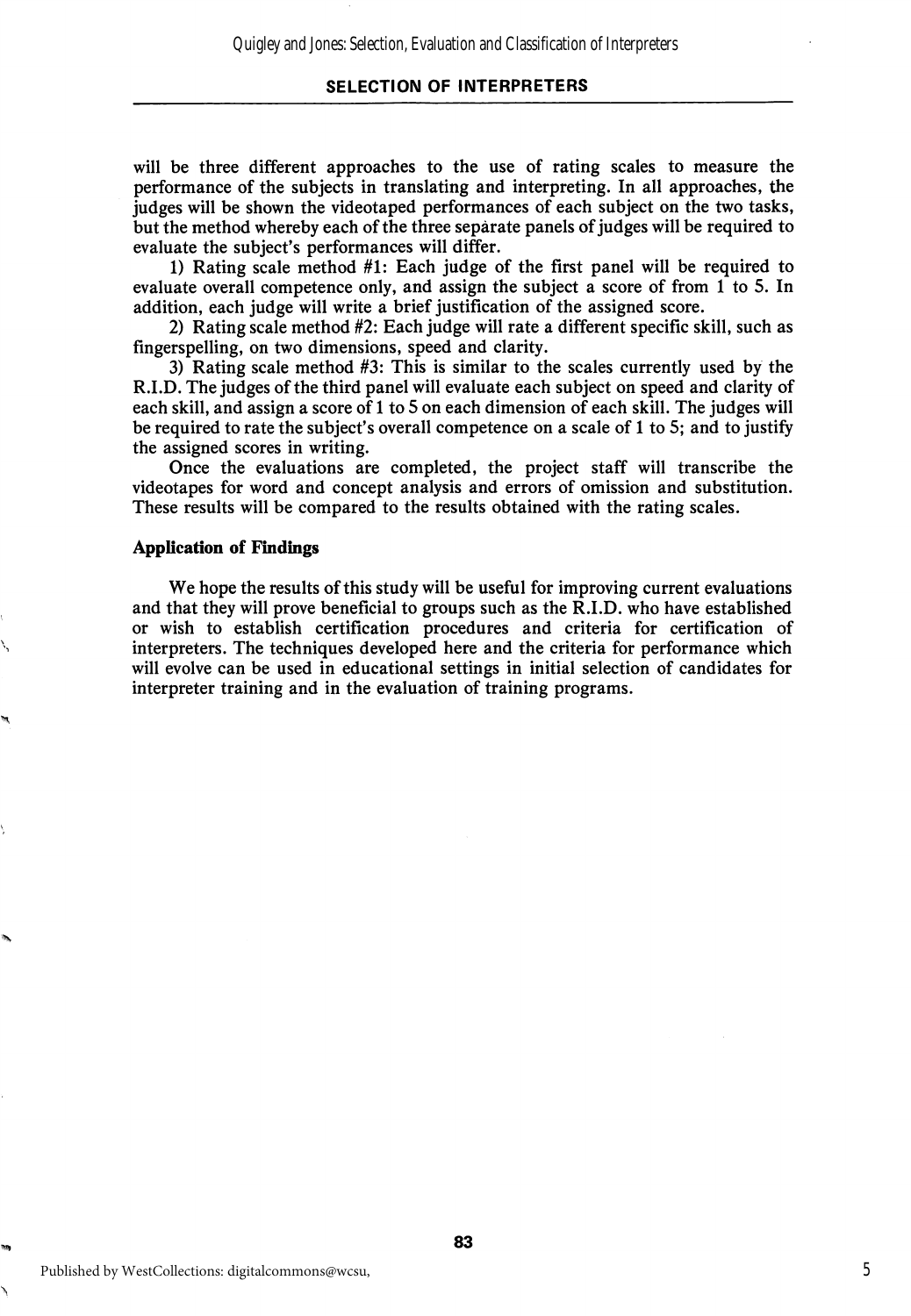will be three different approaches to the use of rating scales to measure the performance of the subjects in translating and interpreting. In all approaches, the judges will be shown the videotaped performances of each subject on the two tasks, but the method whereby each of the three separate panels of judges will be required to evaluate the subject's performances will differ.

1) Rating scale method #1: Each judge of the first panel will be required to evaluate overall competence only, and assign the subject a score of from 1 to 5. In addition, each judge will write a brief justification of the assigned score.

2) Rating scale method #2: Each judge will rate a different specific skill, such as fingerspelling, on two dimensions, speed and clarity.

3) Rating scale method #3: This is similar to the scales currently used by the R.I.D. The judges of the third panel will evaluate each subject on speed and clarity of each skill, and assign a score of 1 to 5 on each dimension of each skill. The judges will be required to rate the subject's overall competence on a scale of 1 to 5; and to justify the assigned scores in writing.

Once the evaluations are completed, the project staff will transcribe the videotapes for word and concept analysis and errors of omission and substitution. These results will be compared to the results obtained with the rating scales.

### Application of Findings

We hope the results of this study will be useful for improving current evaluations and that they will prove beneficial to groups such as the R.I.D. who have established or wish to establish certification procedures and criteria for certification of interpreters. The techniques developed here and the criteria for performance which will evolve can be used in educational settings in initial selection of candidates for interpreter training and in the evaluation of training programs.